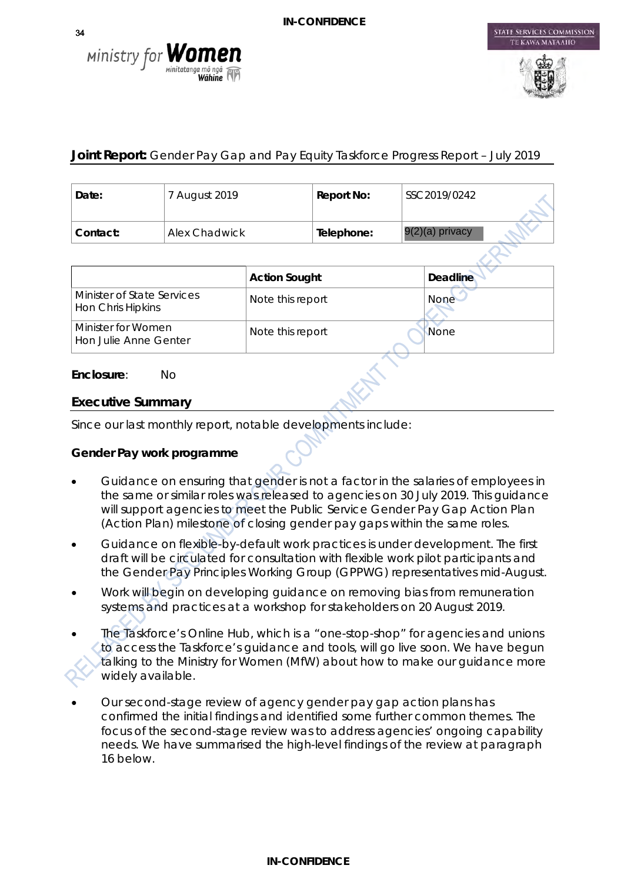**IN-CONFIDENCE**

**Joint Report:** Gender Pay Gap and Pay Equity Taskforce Progress Report – July 2019

| Date: | 7 August 2019 | Report No: | SSC 2019/0242 |
|---|---|---|---|
| Contact: | Alex Chadwick | Telephone: | 9(2)(a) privacy |

| | Action Sought | Deadline |
|---|---|---|
| Minister of State Services<br>Hon Chris Hipkins | Note this report | None |
| Minister for Women<br>Hon Julie Anne Genter | Note this report | None |

**Enclosure**: No

## Executive Summary

Since our last monthly report, notable developments include:

### Gender Pay work programme

- Guidance on ensuring that gender is not a factor in the salaries of employees in the same or similar roles was released to agencies on 30 July 2019. This guidance will support agencies to meet the Public Service Gender Pay Gap Action Plan (Action Plan) milestone of closing gender pay gaps within the same roles.
- Guidance on flexible-by-default work practices is under development. The first draft will be circulated for consultation with flexible work pilot participants and the Gender Pay Principles Working Group (GPPWG) representatives mid-August.
- Work will begin on developing guidance on removing bias from remuneration systems and practices at a workshop for stakeholders on 20 August 2019.
- The Taskforce's Online Hub, which is a "one-stop-shop" for agencies and unions to access the Taskforce's guidance and tools, will go live soon. We have begun talking to the Ministry for Women (MfW) about how to make our guidance more widely available.
- Our second-stage review of agency gender pay gap action plans has confirmed the initial findings and identified some further common themes. The focus of the second-stage review was to address agencies' ongoing capability needs. We have summarised the high-level findings of the review at paragraph 16 below.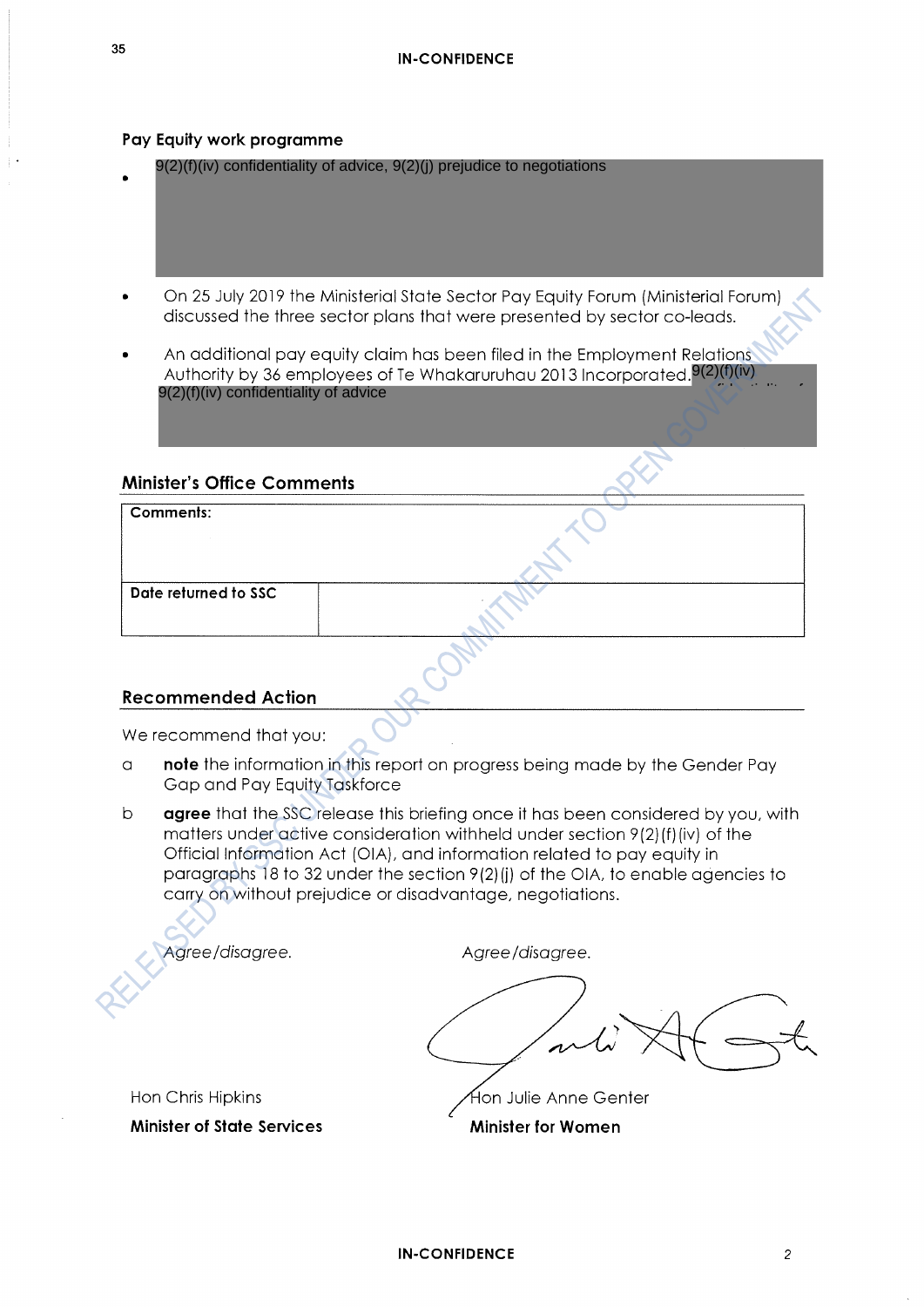## Pay Equity work programme

- 9(2)(f)(iv) confidentiality of advice, 9(2)(j) prejudice to negotiations
- On 25 July 2019 the Ministerial State Sector Pay Equity Forum (Ministerial Forum) discussed the three sector plans that were presented by sector co-leads.
- An additional pay equity claim has been filed in the Employment Relations Authority by 36 employees of Te Whakaruruhau 2013 Incorporated. 9(2)(f)(iv) 9(2)(f)(iv) confidentiality of advice

## Minister's Office Comments

| **Comments:** | |
|---|---|
| **Date returned to SSC** | |

## Recommended Action

We recommend that you:

a **note** the information in this report on progress being made by the Gender Pay Gap and Pay Equity Taskforce

b **agree** that the SSC release this briefing once it has been considered by you, with matters under active consideration withheld under section 9(2)(f)(iv) of the Official Information Act (OIA), and information related to pay equity in paragraphs 18 to 32 under the section 9(2)(j) of the OIA, to enable agencies to carry on without prejudice or disadvantage, negotiations.

*Agree/disagree.*

Hon Chris Hipkins
**Minister of State Services**

*Agree/disagree.*

Hon Julie Anne Genter
**Minister for Women**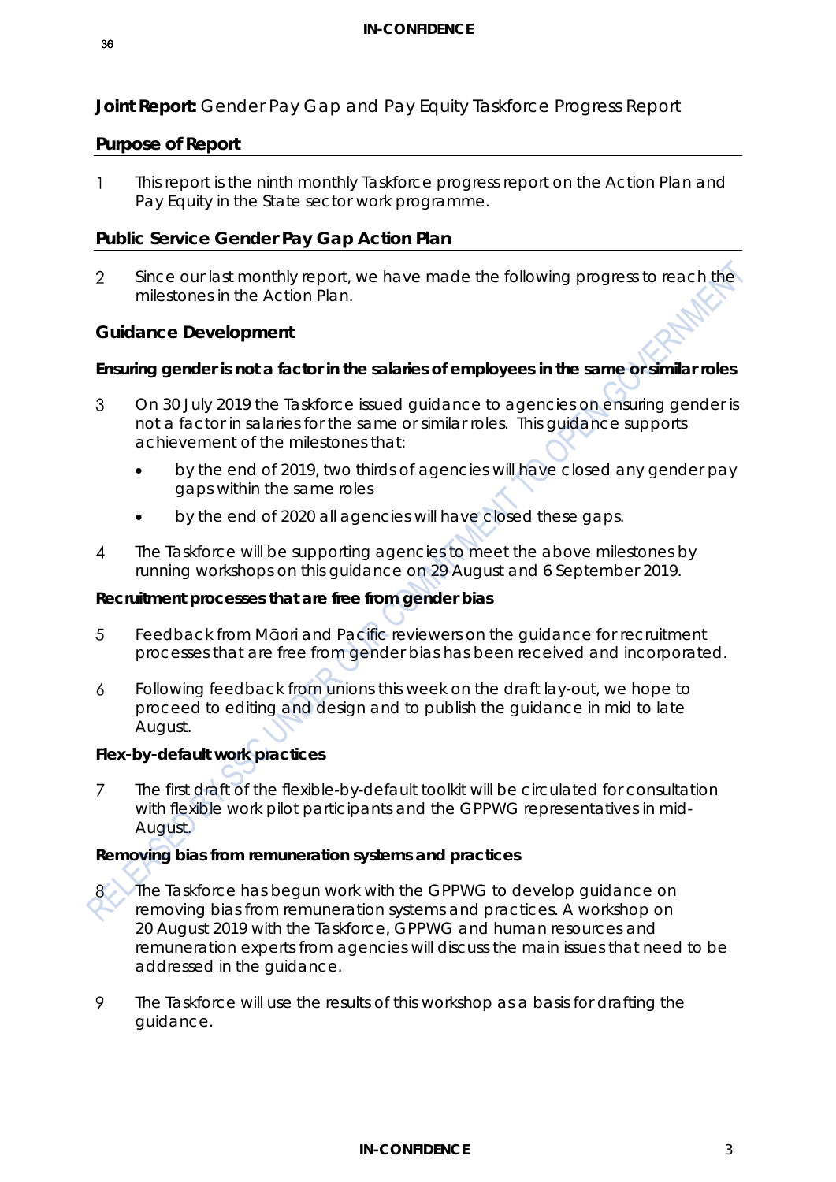**Joint Report:** Gender Pay Gap and Pay Equity Taskforce Progress Report

## Purpose of Report

1. This report is the ninth monthly Taskforce progress report on the Action Plan and Pay Equity in the State sector work programme.

## Public Service Gender Pay Gap Action Plan

2. Since our last monthly report, we have made the following progress to reach the milestones in the Action Plan.

### Guidance Development

**Ensuring gender is not a factor in the salaries of employees in the same or similar roles**

3. On 30 July 2019 the Taskforce issued guidance to agencies on ensuring gender is not a factor in salaries for the same or similar roles. This guidance supports achievement of the milestones that:
   - by the end of 2019, two thirds of agencies will have closed any gender pay gaps within the same roles
   - by the end of 2020 all agencies will have closed these gaps.

4. The Taskforce will be supporting agencies to meet the above milestones by running workshops on this guidance on 29 August and 6 September 2019.

**Recruitment processes that are free from gender bias**

5. Feedback from Māori and Pacific reviewers on the guidance for recruitment processes that are free from gender bias has been received and incorporated.

6. Following feedback from unions this week on the draft lay-out, we hope to proceed to editing and design and to publish the guidance in mid to late August.

**Flex-by-default work practices**

7. The first draft of the flexible-by-default toolkit will be circulated for consultation with flexible work pilot participants and the GPPWG representatives in mid-August.

**Removing bias from remuneration systems and practices**

8. The Taskforce has begun work with the GPPWG to develop guidance on removing bias from remuneration systems and practices. A workshop on 20 August 2019 with the Taskforce, GPPWG and human resources and remuneration experts from agencies will discuss the main issues that need to be addressed in the guidance.

9. The Taskforce will use the results of this workshop as a basis for drafting the guidance.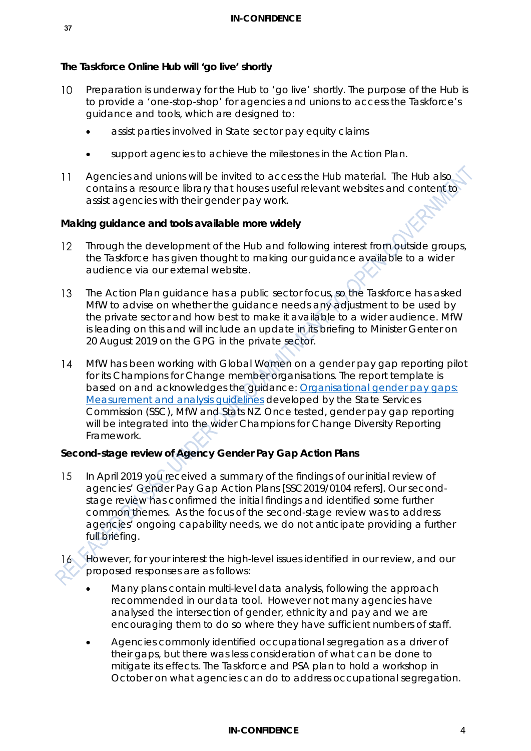### The Taskforce Online Hub will 'go live' shortly

10 Preparation is underway for the Hub to 'go live' shortly. The purpose of the Hub is to provide a 'one-stop-shop' for agencies and unions to access the Taskforce's guidance and tools, which are designed to:

- assist parties involved in State sector pay equity claims
- support agencies to achieve the milestones in the Action Plan.

11 Agencies and unions will be invited to access the Hub material. The Hub also contains a resource library that houses useful relevant websites and content to assist agencies with their gender pay work.

### Making guidance and tools available more widely

12 Through the development of the Hub and following interest from outside groups, the Taskforce has given thought to making our guidance available to a wider audience via our external website.

13 The Action Plan guidance has a public sector focus, so the Taskforce has asked MfW to advise on whether the guidance needs any adjustment to be used by the private sector and how best to make it available to a wider audience. MfW is leading on this and will include an update in its briefing to Minister Genter on 20 August 2019 on the GPG in the private sector.

14 MfW has been working with Global Women on a gender pay gap reporting pilot for its Champions for Change member organisations. The report template is based on and acknowledges the guidance: [Organisational gender pay gaps: Measurement and analysis guidelines]() developed by the State Services Commission (SSC), MfW and Stats NZ Once tested, gender pay gap reporting will be integrated into the wider Champions for Change Diversity Reporting Framework.

### Second-stage review of Agency Gender Pay Gap Action Plans

15 In April 2019 you received a summary of the findings of our initial review of agencies' Gender Pay Gap Action Plans [SSC 2019/0104 refers]. Our second-stage review has confirmed the initial findings and identified some further common themes. As the focus of the second-stage review was to address agencies' ongoing capability needs, we do not anticipate providing a further full briefing.

16 However, for your interest the high-level issues identified in our review, and our proposed responses are as follows:

- Many plans contain multi-level data analysis, following the approach recommended in our data tool. However not many agencies have analysed the intersection of gender, ethnicity and pay and we are encouraging them to do so where they have sufficient numbers of staff.
- Agencies commonly identified occupational segregation as a driver of their gaps, but there was less consideration of what can be done to mitigate its effects. The Taskforce and PSA plan to hold a workshop in October on what agencies can do to address occupational segregation.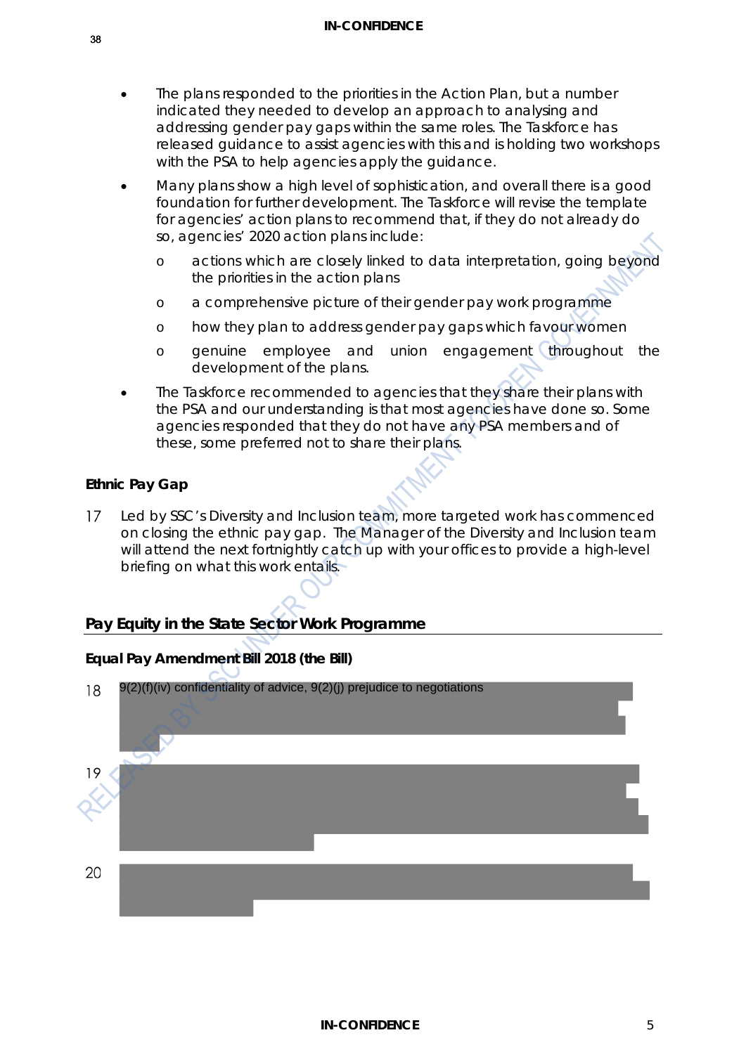- The plans responded to the priorities in the Action Plan, but a number indicated they needed to develop an approach to analysing and addressing gender pay gaps within the same roles. The Taskforce has released guidance to assist agencies with this and is holding two workshops with the PSA to help agencies apply the guidance.
- Many plans show a high level of sophistication, and overall there is a good foundation for further development. The Taskforce will revise the template for agencies' action plans to recommend that, if they do not already do so, agencies' 2020 action plans include:
  - actions which are closely linked to data interpretation, going beyond the priorities in the action plans
  - a comprehensive picture of their gender pay work programme
  - how they plan to address gender pay gaps which favour women
  - genuine employee and union engagement throughout the development of the plans.
- The Taskforce recommended to agencies that they share their plans with the PSA and our understanding is that most agencies have done so. Some agencies responded that they do not have any PSA members and of these, some preferred not to share their plans.

**Ethnic Pay Gap**

17 Led by SSC's Diversity and Inclusion team, more targeted work has commenced on closing the ethnic pay gap. The Manager of the Diversity and Inclusion team will attend the next fortnightly catch up with your offices to provide a high-level briefing on what this work entails.

## Pay Equity in the State Sector Work Programme

**Equal Pay Amendment Bill 2018 (the Bill)**

18 9(2)(f)(iv) confidentiality of advice, 9(2)(j) prejudice to negotiations

19

20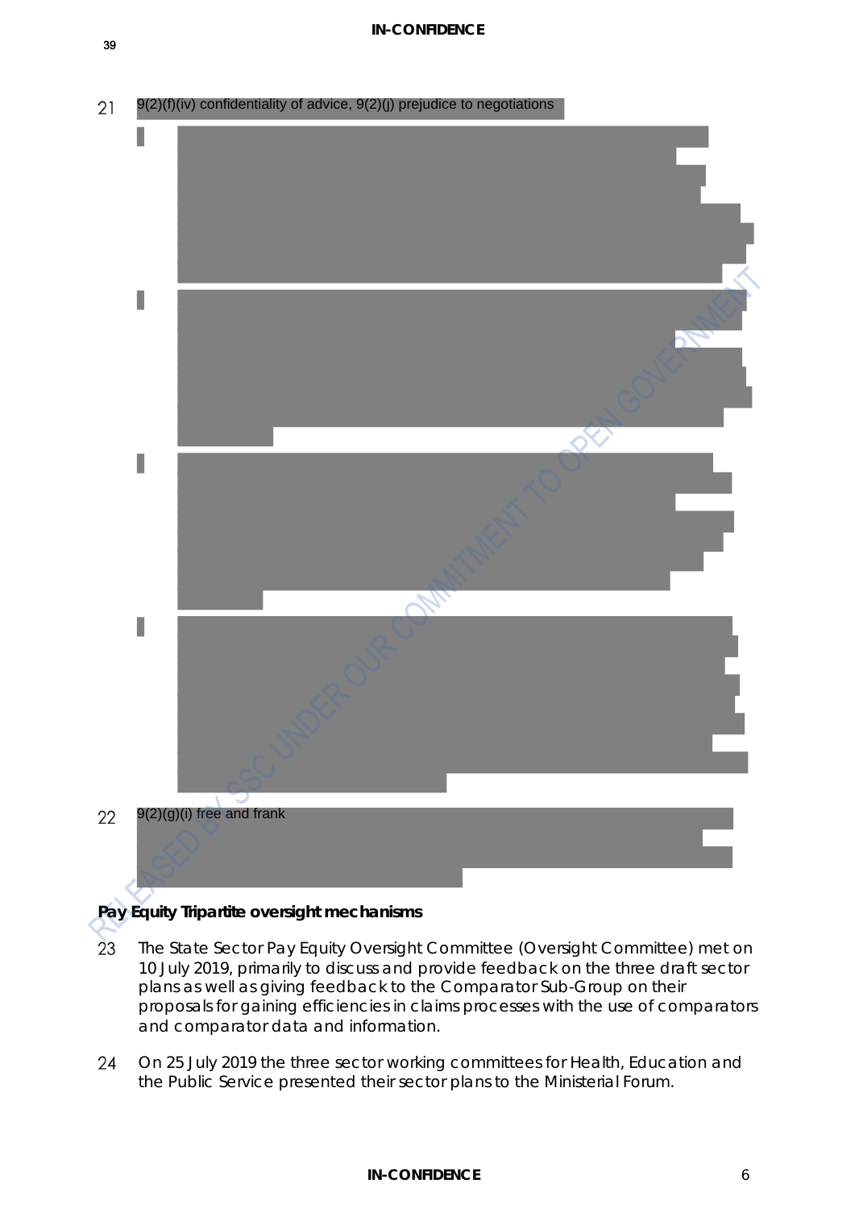21 9(2)(f)(iv) confidentiality of advice, 9(2)(j) prejudice to negotiations

22 9(2)(g)(i) free and frank

**Pay Equity Tripartite oversight mechanisms**

23 The State Sector Pay Equity Oversight Committee (Oversight Committee) met on 10 July 2019, primarily to discuss and provide feedback on the three draft sector plans as well as giving feedback to the Comparator Sub-Group on their proposals for gaining efficiencies in claims processes with the use of comparators and comparator data and information.

24 On 25 July 2019 the three sector working committees for Health, Education and the Public Service presented their sector plans to the Ministerial Forum.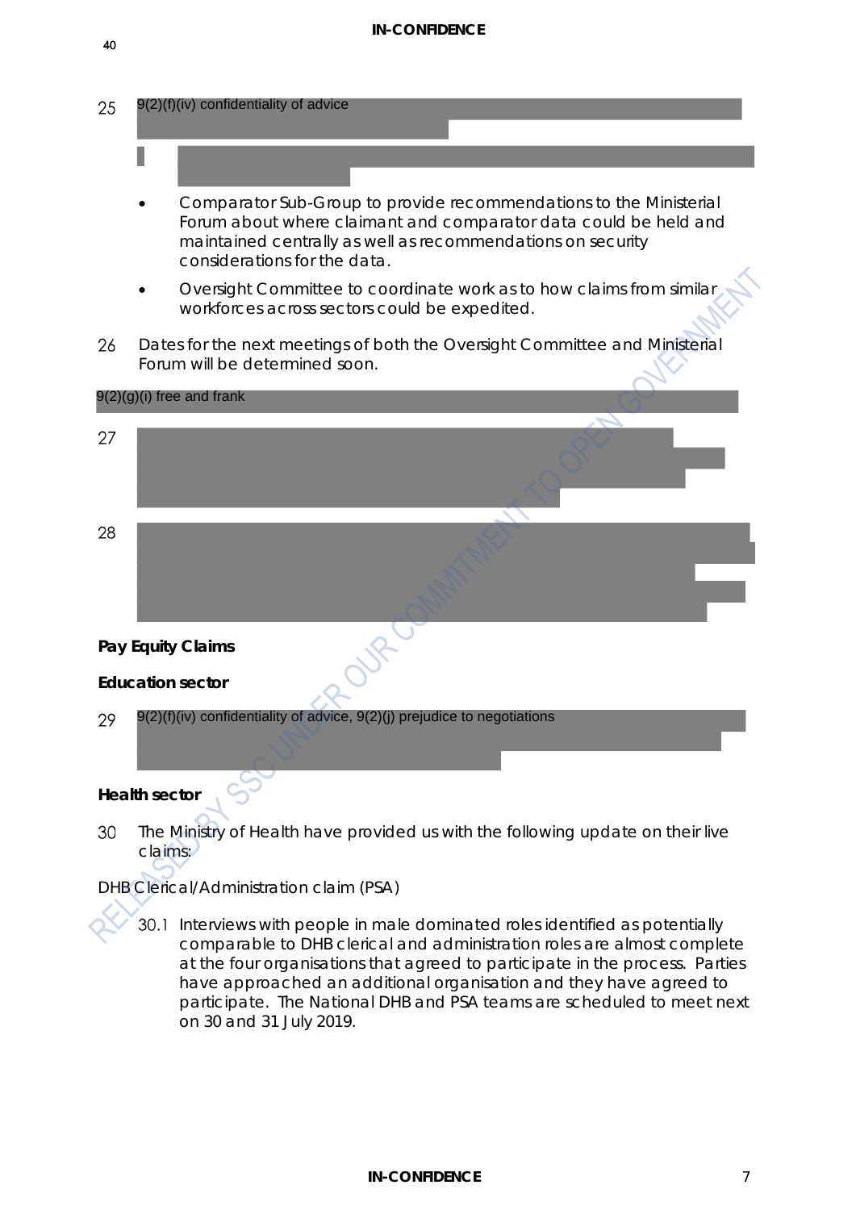25 9(2)(f)(iv) confidentiality of advice

- Comparator Sub-Group to provide recommendations to the Ministerial Forum about where claimant and comparator data could be held and maintained centrally as well as recommendations on security considerations for the data.
- Oversight Committee to coordinate work as to how claims from similar workforces across sectors could be expedited.

26 Dates for the next meetings of both the Oversight Committee and Ministerial Forum will be determined soon.

9(2)(g)(i) free and frank

27

28

**Pay Equity Claims**

**Education sector**

29 9(2)(f)(iv) confidentiality of advice, 9(2)(j) prejudice to negotiations

**Health sector**

30 The Ministry of Health have provided us with the following update on their live claims:

DHB Clerical/Administration claim (PSA)

30.1 Interviews with people in male dominated roles identified as potentially comparable to DHB clerical and administration roles are almost complete at the four organisations that agreed to participate in the process. Parties have approached an additional organisation and they have agreed to participate. The National DHB and PSA teams are scheduled to meet next on 30 and 31 July 2019.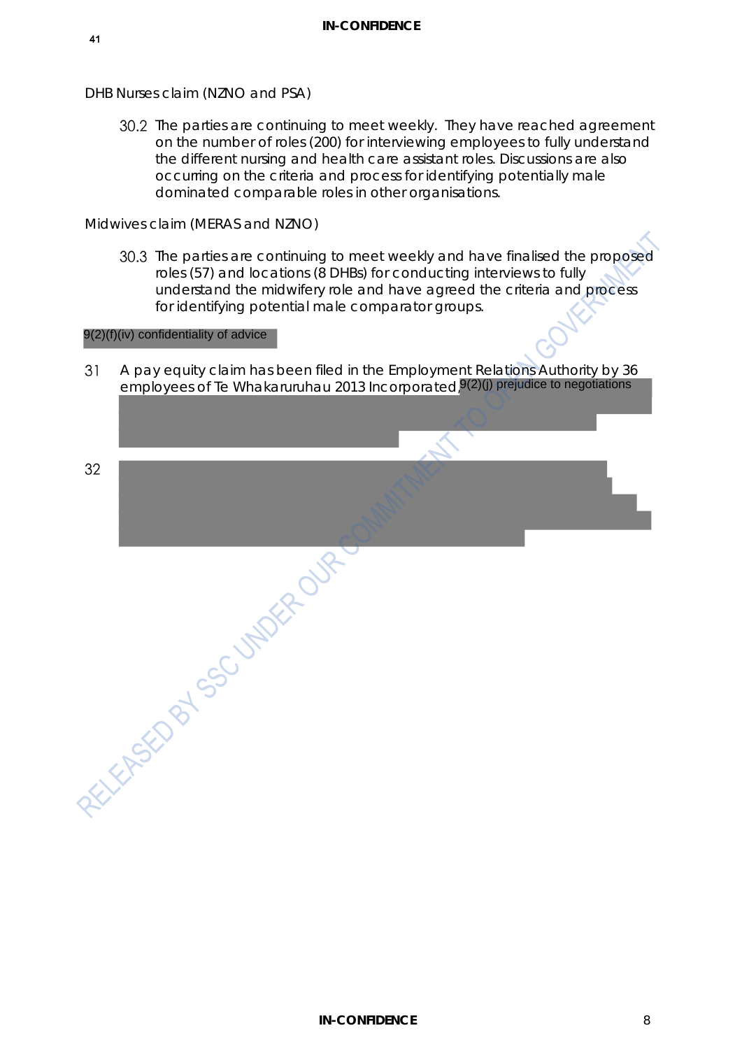DHB Nurses claim (NZNO and PSA)

30.2 The parties are continuing to meet weekly. They have reached agreement on the number of roles (200) for interviewing employees to fully understand the different nursing and health care assistant roles. Discussions are also occurring on the criteria and process for identifying potentially male dominated comparable roles in other organisations.

Midwives claim (MERAS and NZNO)

30.3 The parties are continuing to meet weekly and have finalised the proposed roles (57) and locations (8 DHBs) for conducting interviews to fully understand the midwifery role and have agreed the criteria and process for identifying potential male comparator groups.

9(2)(f)(iv) confidentiality of advice

31 A pay equity claim has been filed in the Employment Relations Authority by 36 employees of Te Whakaruruhau 2013 Incorporated. 9(2)(j) prejudice to negotiations

32